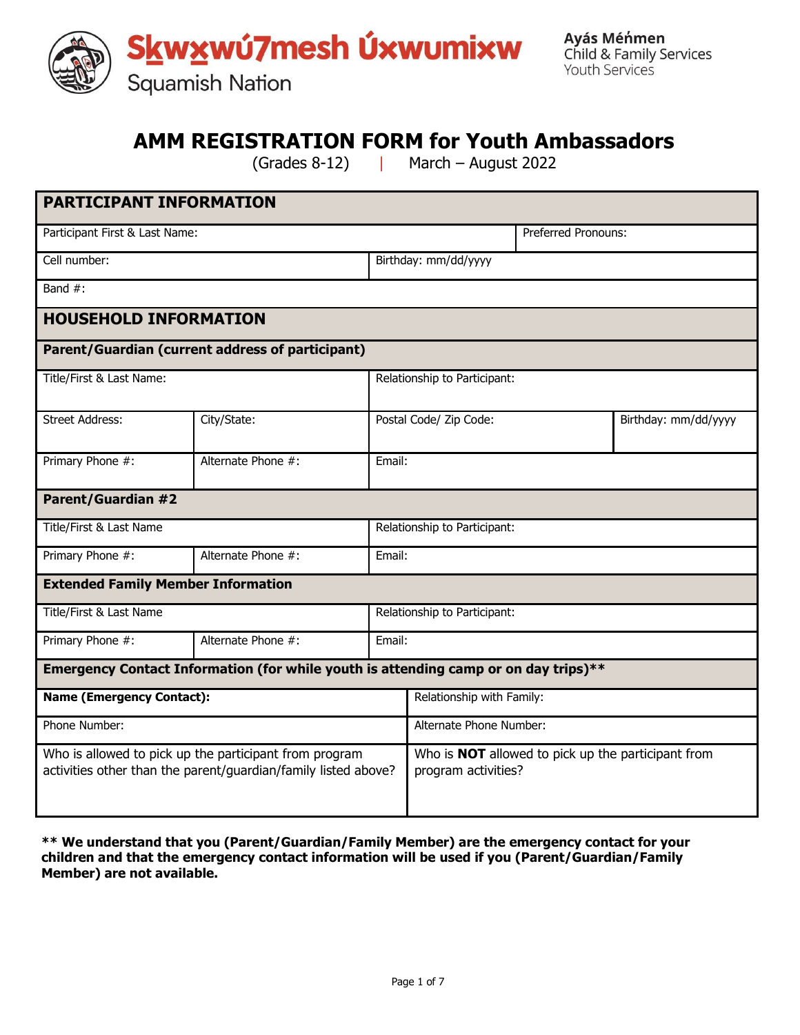Sḵwx̱wú7mesh Úxwumixw
Squamish Nation

Ayás Méńmen
Child & Family Services
Youth Services

# AMM REGISTRATION FORM for Youth Ambassadors

(Grades 8-12) | March – August 2022

| **PARTICIPANT INFORMATION** | | | |
|---|---|---|---|
| Participant First & Last Name: | | | Preferred Pronouns: |
| Cell number: | | Birthday: mm/dd/yyyy | |
| Band #: | | | |
| **HOUSEHOLD INFORMATION** | | | |
| **Parent/Guardian (current address of participant)** | | | |
| Title/First & Last Name: | | Relationship to Participant: | |
| Street Address: | City/State: | Postal Code/ Zip Code: | Birthday: mm/dd/yyyy |
| Primary Phone #: | Alternate Phone #: | Email: | |
| **Parent/Guardian #2** | | | |
| Title/First & Last Name | | Relationship to Participant: | |
| Primary Phone #: | Alternate Phone #: | Email: | |
| **Extended Family Member Information** | | | |
| Title/First & Last Name | | Relationship to Participant: | |
| Primary Phone #: | Alternate Phone #: | Email: | |
| **Emergency Contact Information (for while youth is attending camp or on day trips)\*\*** | | | |
| **Name (Emergency Contact):** | | Relationship with Family: | |
| Phone Number: | | Alternate Phone Number: | |
| Who is allowed to pick up the participant from program activities other than the parent/guardian/family listed above? | | Who is **NOT** allowed to pick up the participant from program activities? | |

**\*\* We understand that you (Parent/Guardian/Family Member) are the emergency contact for your children and that the emergency contact information will be used if you (Parent/Guardian/Family Member) are not available.**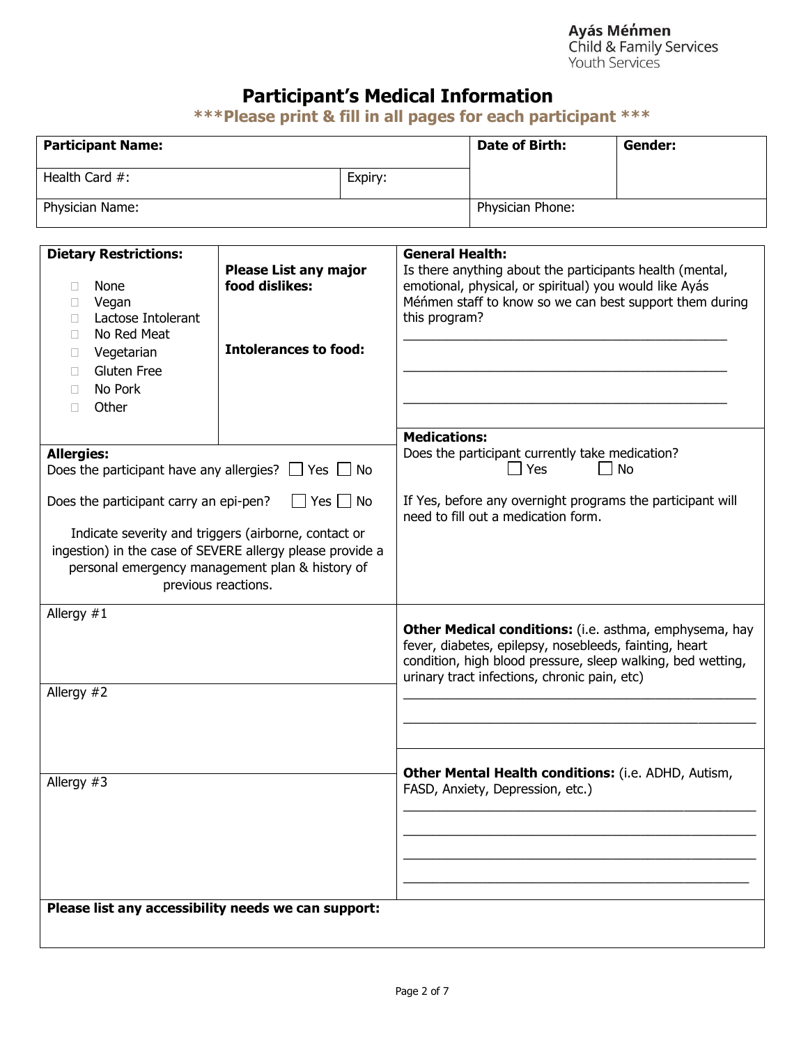Ayás Méńmen
Child & Family Services
Youth Services

# Participant's Medical Information

**\*\*\*Please print & fill in all pages for each participant \*\*\***

| **Participant Name:** | | **Date of Birth:** | **Gender:** |
|---|---|---|---|
| Health Card #: | Expiry: | | |
| Physician Name: | | Physician Phone: | |

**Dietary Restrictions:**

- ☐ None
- ☐ Vegan
- ☐ Lactose Intolerant
- ☐ No Red Meat
- ☐ Vegetarian
- ☐ Gluten Free
- ☐ No Pork
- ☐ Other

**Please List any major food dislikes:**

**Intolerances to food:**

**General Health:**
Is there anything about the participants health (mental, emotional, physical, or spiritual) you would like Ayás Méńmen staff to know so we can best support them during this program?

\_\_\_\_\_\_\_\_\_\_\_\_\_\_\_\_\_\_\_\_\_\_\_\_\_\_\_\_\_\_\_\_\_\_\_\_\_\_\_\_\_\_\_\_

\_\_\_\_\_\_\_\_\_\_\_\_\_\_\_\_\_\_\_\_\_\_\_\_\_\_\_\_\_\_\_\_\_\_\_\_\_\_\_\_\_\_\_\_

\_\_\_\_\_\_\_\_\_\_\_\_\_\_\_\_\_\_\_\_\_\_\_\_\_\_\_\_\_\_\_\_\_\_\_\_\_\_\_\_\_\_\_\_

**Allergies:**
Does the participant have any allergies? ☐ Yes ☐ No

Does the participant carry an epi-pen? ☐ Yes ☐ No

Indicate severity and triggers (airborne, contact or ingestion) in the case of SEVERE allergy please provide a personal emergency management plan & history of previous reactions.

**Medications:**
Does the participant currently take medication?
☐ Yes ☐ No

If Yes, before any overnight programs the participant will need to fill out a medication form.

Allergy #1

Allergy #2

Allergy #3

**Other Medical conditions:** (i.e. asthma, emphysema, hay fever, diabetes, epilepsy, nosebleeds, fainting, heart condition, high blood pressure, sleep walking, bed wetting, urinary tract infections, chronic pain, etc)

\_\_\_\_\_\_\_\_\_\_\_\_\_\_\_\_\_\_\_\_\_\_\_\_\_\_\_\_\_\_\_\_\_\_\_\_\_\_\_\_\_\_\_\_

\_\_\_\_\_\_\_\_\_\_\_\_\_\_\_\_\_\_\_\_\_\_\_\_\_\_\_\_\_\_\_\_\_\_\_\_\_\_\_\_\_\_\_\_

**Other Mental Health conditions:** (i.e. ADHD, Autism, FASD, Anxiety, Depression, etc.)

\_\_\_\_\_\_\_\_\_\_\_\_\_\_\_\_\_\_\_\_\_\_\_\_\_\_\_\_\_\_\_\_\_\_\_\_\_\_\_\_\_\_\_\_

\_\_\_\_\_\_\_\_\_\_\_\_\_\_\_\_\_\_\_\_\_\_\_\_\_\_\_\_\_\_\_\_\_\_\_\_\_\_\_\_\_\_\_\_

\_\_\_\_\_\_\_\_\_\_\_\_\_\_\_\_\_\_\_\_\_\_\_\_\_\_\_\_\_\_\_\_\_\_\_\_\_\_\_\_\_\_\_\_

\_\_\_\_\_\_\_\_\_\_\_\_\_\_\_\_\_\_\_\_\_\_\_\_\_\_\_\_\_\_\_\_\_\_\_\_\_\_\_\_\_\_\_\_

**Please list any accessibility needs we can support:**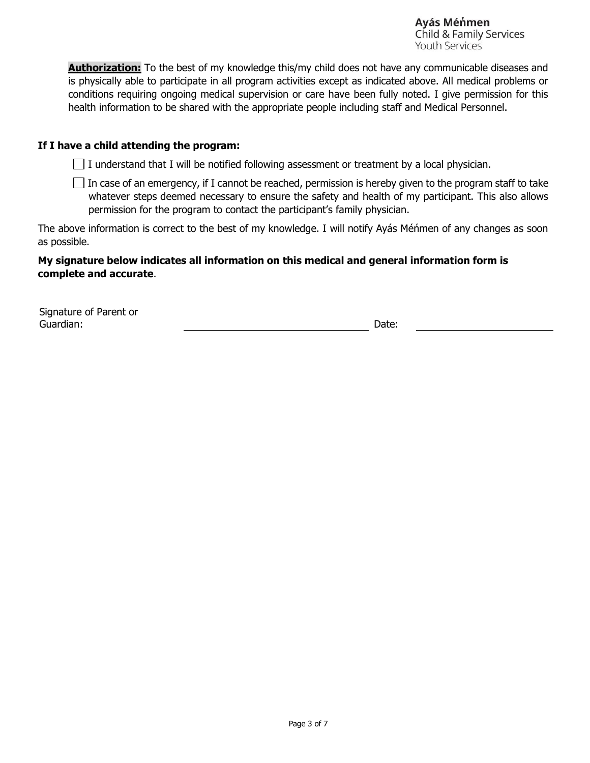**Authorization:** To the best of my knowledge this/my child does not have any communicable diseases and is physically able to participate in all program activities except as indicated above. All medical problems or conditions requiring ongoing medical supervision or care have been fully noted. I give permission for this health information to be shared with the appropriate people including staff and Medical Personnel.

**If I have a child attending the program:**

- ☐ I understand that I will be notified following assessment or treatment by a local physician.
- ☐ In case of an emergency, if I cannot be reached, permission is hereby given to the program staff to take whatever steps deemed necessary to ensure the safety and health of my participant. This also allows permission for the program to contact the participant's family physician.

The above information is correct to the best of my knowledge. I will notify Ayás Méńmen of any changes as soon as possible.

**My signature below indicates all information on this medical and general information form is complete and accurate**.

Signature of Parent or Guardian: ______________________________ Date: ______________________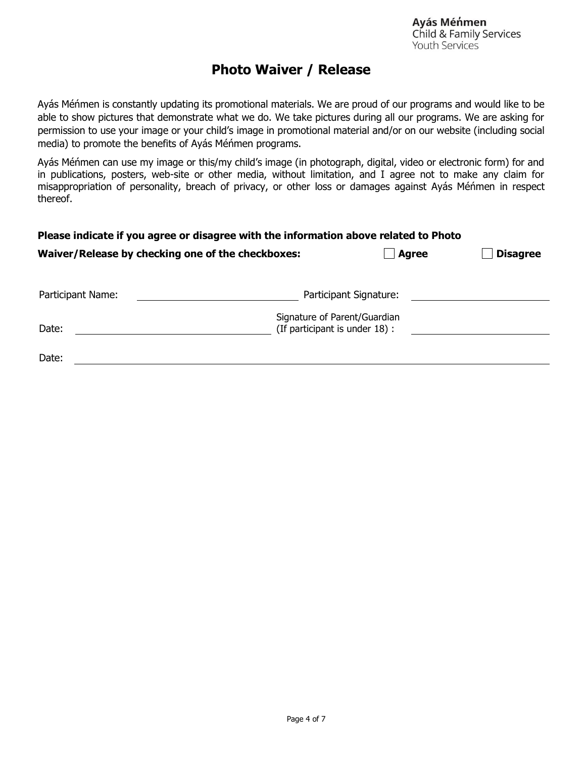Ayás Méńmen
Child & Family Services
Youth Services

# Photo Waiver / Release

Ayás Méńmen is constantly updating its promotional materials. We are proud of our programs and would like to be able to show pictures that demonstrate what we do. We take pictures during all our programs. We are asking for permission to use your image or your child's image in promotional material and/or on our website (including social media) to promote the benefits of Ayás Méńmen programs.

Ayás Méńmen can use my image or this/my child's image (in photograph, digital, video or electronic form) for and in publications, posters, web-site or other media, without limitation, and I agree not to make any claim for misappropriation of personality, breach of privacy, or other loss or damages against Ayás Méńmen in respect thereof.

**Please indicate if you agree or disagree with the information above related to Photo Waiver/Release by checking one of the checkboxes:** ☐ **Agree** ☐ **Disagree**

Participant Name: ______________________ Participant Signature: ______________________

Date: ______________________ Signature of Parent/Guardian (If participant is under 18) : ______________________

Date: ______________________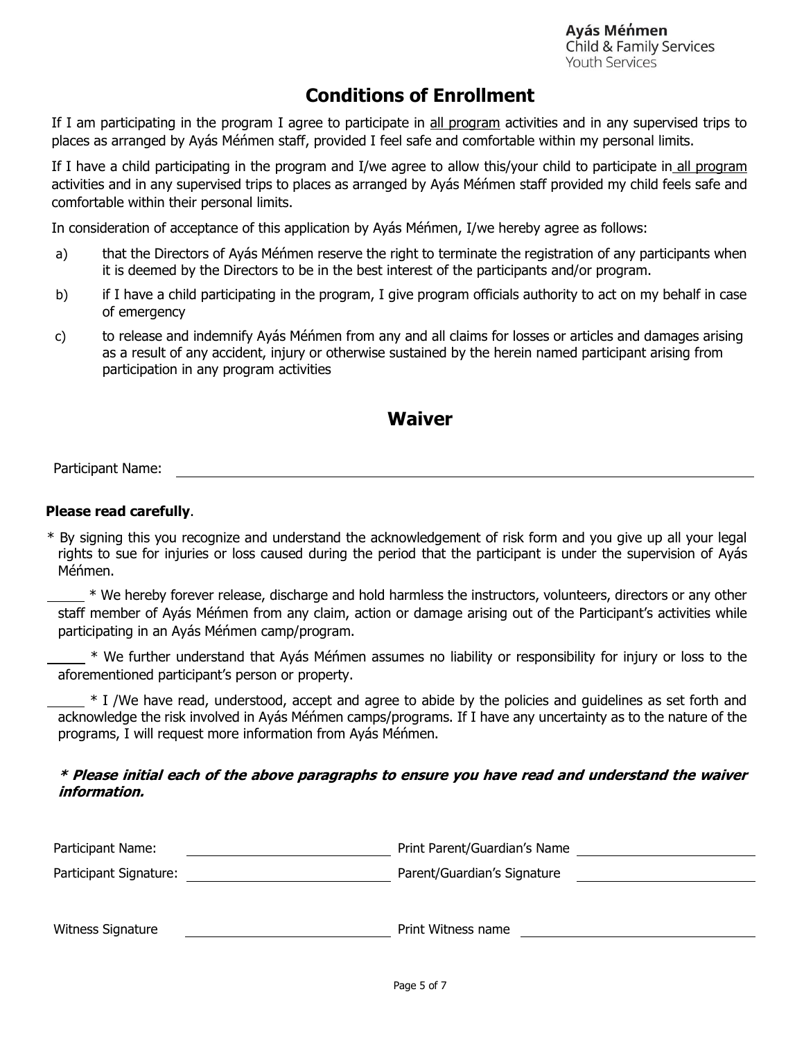**Ayás Méńmen**
Child & Family Services
Youth Services

# Conditions of Enrollment

If I am participating in the program I agree to participate in all program activities and in any supervised trips to places as arranged by Ayás Méńmen staff, provided I feel safe and comfortable within my personal limits.

If I have a child participating in the program and I/we agree to allow this/your child to participate in all program activities and in any supervised trips to places as arranged by Ayás Méńmen staff provided my child feels safe and comfortable within their personal limits.

In consideration of acceptance of this application by Ayás Méńmen, I/we hereby agree as follows:

a) that the Directors of Ayás Méńmen reserve the right to terminate the registration of any participants when it is deemed by the Directors to be in the best interest of the participants and/or program.

b) if I have a child participating in the program, I give program officials authority to act on my behalf in case of emergency

c) to release and indemnify Ayás Méńmen from any and all claims for losses or articles and damages arising as a result of any accident, injury or otherwise sustained by the herein named participant arising from participation in any program activities

# Waiver

Participant Name: ______________________________

**Please read carefully**.

* By signing this you recognize and understand the acknowledgement of risk form and you give up all your legal rights to sue for injuries or loss caused during the period that the participant is under the supervision of Ayás Méńmen.

_____ * We hereby forever release, discharge and hold harmless the instructors, volunteers, directors or any other staff member of Ayás Méńmen from any claim, action or damage arising out of the Participant's activities while participating in an Ayás Méńmen camp/program.

_____ * We further understand that Ayás Méńmen assumes no liability or responsibility for injury or loss to the aforementioned participant's person or property.

_____ * I /We have read, understood, accept and agree to abide by the policies and guidelines as set forth and acknowledge the risk involved in Ayás Méńmen camps/programs. If I have any uncertainty as to the nature of the programs, I will request more information from Ayás Méńmen.

***\* Please initial each of the above paragraphs to ensure you have read and understand the waiver information.***

Participant Name: ______________________ Print Parent/Guardian's Name ______________________

Participant Signature: ______________________ Parent/Guardian's Signature ______________________

Witness Signature ______________________ Print Witness name ______________________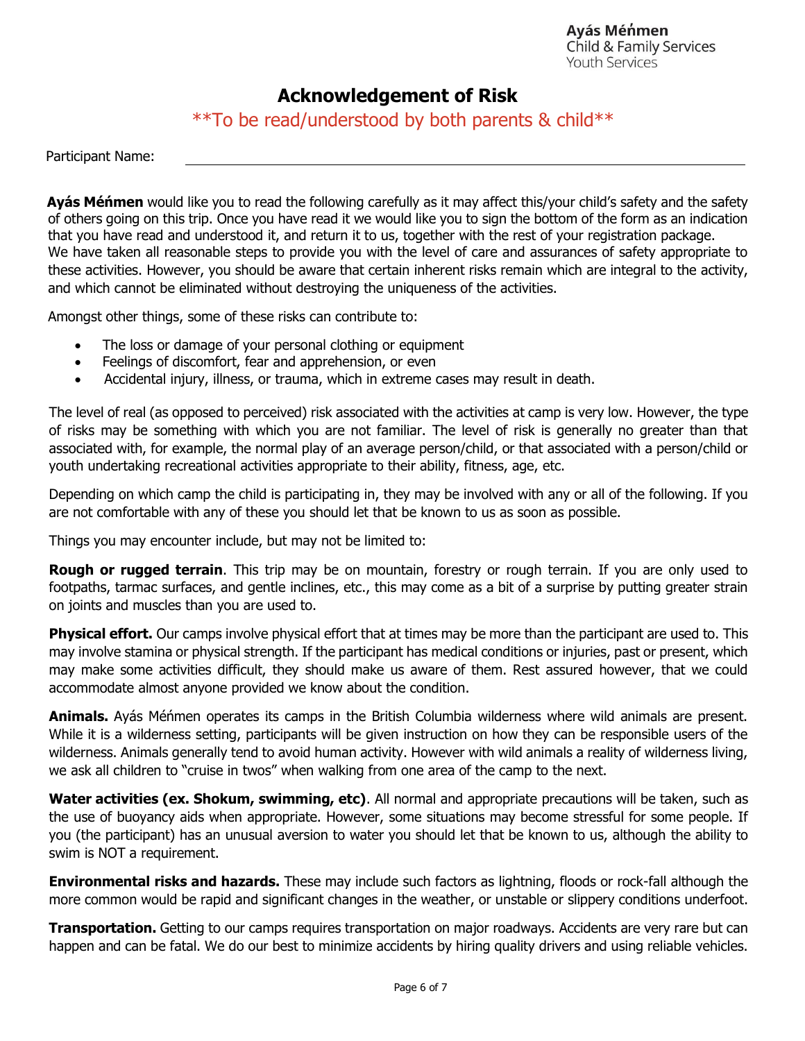Ayás Mén̓men
Child & Family Services
Youth Services

# Acknowledgement of Risk

**To be read/understood by both parents & child**

Participant Name: ___________________________________________

**Ayás Mén̓men** would like you to read the following carefully as it may affect this/your child's safety and the safety of others going on this trip. Once you have read it we would like you to sign the bottom of the form as an indication that you have read and understood it, and return it to us, together with the rest of your registration package.
We have taken all reasonable steps to provide you with the level of care and assurances of safety appropriate to these activities. However, you should be aware that certain inherent risks remain which are integral to the activity, and which cannot be eliminated without destroying the uniqueness of the activities.

Amongst other things, some of these risks can contribute to:

- The loss or damage of your personal clothing or equipment
- Feelings of discomfort, fear and apprehension, or even
- Accidental injury, illness, or trauma, which in extreme cases may result in death.

The level of real (as opposed to perceived) risk associated with the activities at camp is very low. However, the type of risks may be something with which you are not familiar. The level of risk is generally no greater than that associated with, for example, the normal play of an average person/child, or that associated with a person/child or youth undertaking recreational activities appropriate to their ability, fitness, age, etc.

Depending on which camp the child is participating in, they may be involved with any or all of the following. If you are not comfortable with any of these you should let that be known to us as soon as possible.

Things you may encounter include, but may not be limited to:

**Rough or rugged terrain**. This trip may be on mountain, forestry or rough terrain. If you are only used to footpaths, tarmac surfaces, and gentle inclines, etc., this may come as a bit of a surprise by putting greater strain on joints and muscles than you are used to.

**Physical effort.** Our camps involve physical effort that at times may be more than the participant are used to. This may involve stamina or physical strength. If the participant has medical conditions or injuries, past or present, which may make some activities difficult, they should make us aware of them. Rest assured however, that we could accommodate almost anyone provided we know about the condition.

**Animals.** Ayás Mén̓men operates its camps in the British Columbia wilderness where wild animals are present. While it is a wilderness setting, participants will be given instruction on how they can be responsible users of the wilderness. Animals generally tend to avoid human activity. However with wild animals a reality of wilderness living, we ask all children to "cruise in twos" when walking from one area of the camp to the next.

**Water activities (ex. Shokum, swimming, etc)**. All normal and appropriate precautions will be taken, such as the use of buoyancy aids when appropriate. However, some situations may become stressful for some people. If you (the participant) has an unusual aversion to water you should let that be known to us, although the ability to swim is NOT a requirement.

**Environmental risks and hazards.** These may include such factors as lightning, floods or rock-fall although the more common would be rapid and significant changes in the weather, or unstable or slippery conditions underfoot.

**Transportation.** Getting to our camps requires transportation on major roadways. Accidents are very rare but can happen and can be fatal. We do our best to minimize accidents by hiring quality drivers and using reliable vehicles.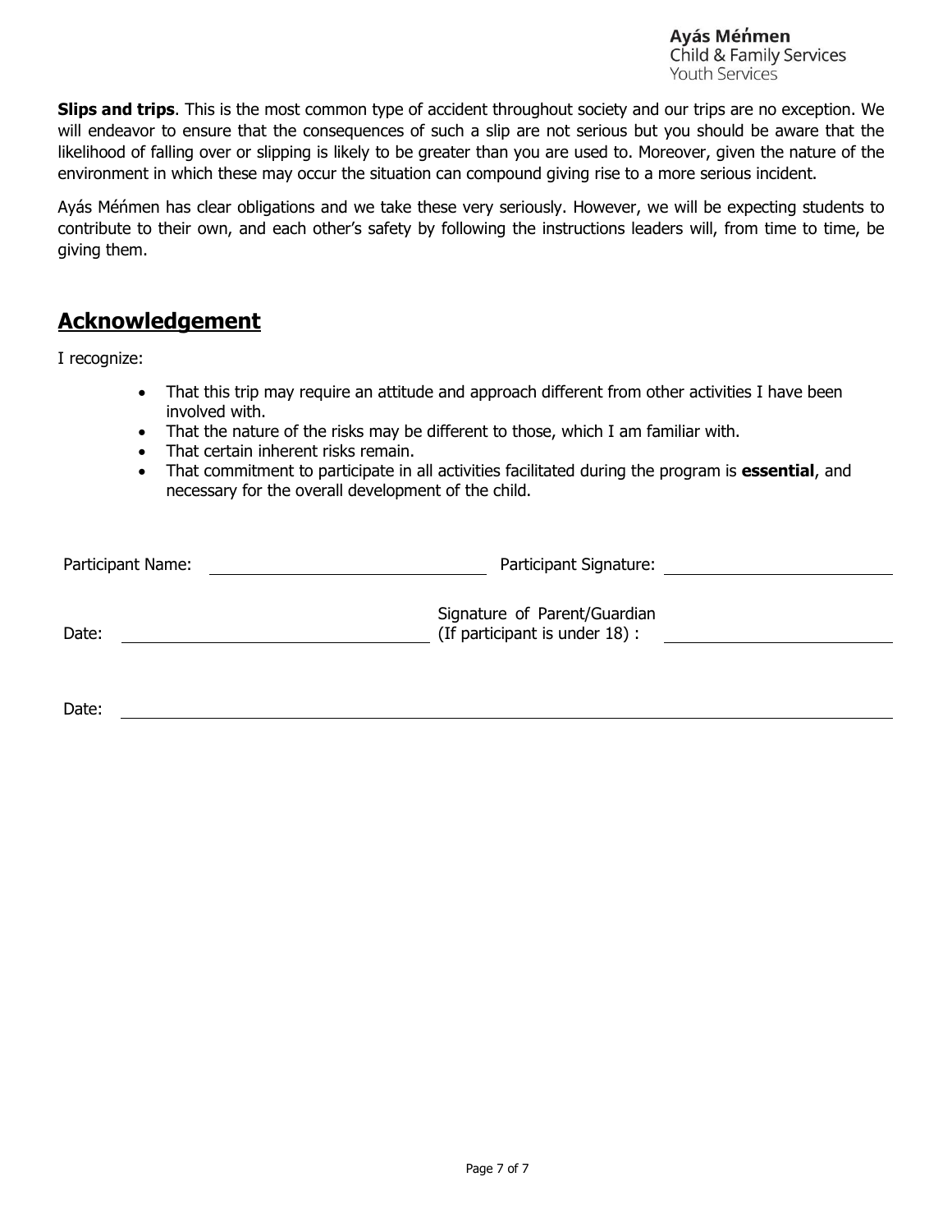**Slips and trips**. This is the most common type of accident throughout society and our trips are no exception. We will endeavor to ensure that the consequences of such a slip are not serious but you should be aware that the likelihood of falling over or slipping is likely to be greater than you are used to. Moreover, given the nature of the environment in which these may occur the situation can compound giving rise to a more serious incident.

Ayás Méńmen has clear obligations and we take these very seriously. However, we will be expecting students to contribute to their own, and each other's safety by following the instructions leaders will, from time to time, be giving them.

## Acknowledgement

I recognize:

- That this trip may require an attitude and approach different from other activities I have been involved with.
- That the nature of the risks may be different to those, which I am familiar with.
- That certain inherent risks remain.
- That commitment to participate in all activities facilitated during the program is **essential**, and necessary for the overall development of the child.

Participant Name: ______________________________ Participant Signature: ______________________________

Date: ______________________________ Signature of Parent/Guardian (If participant is under 18) : ______________________________

Date: ______________________________